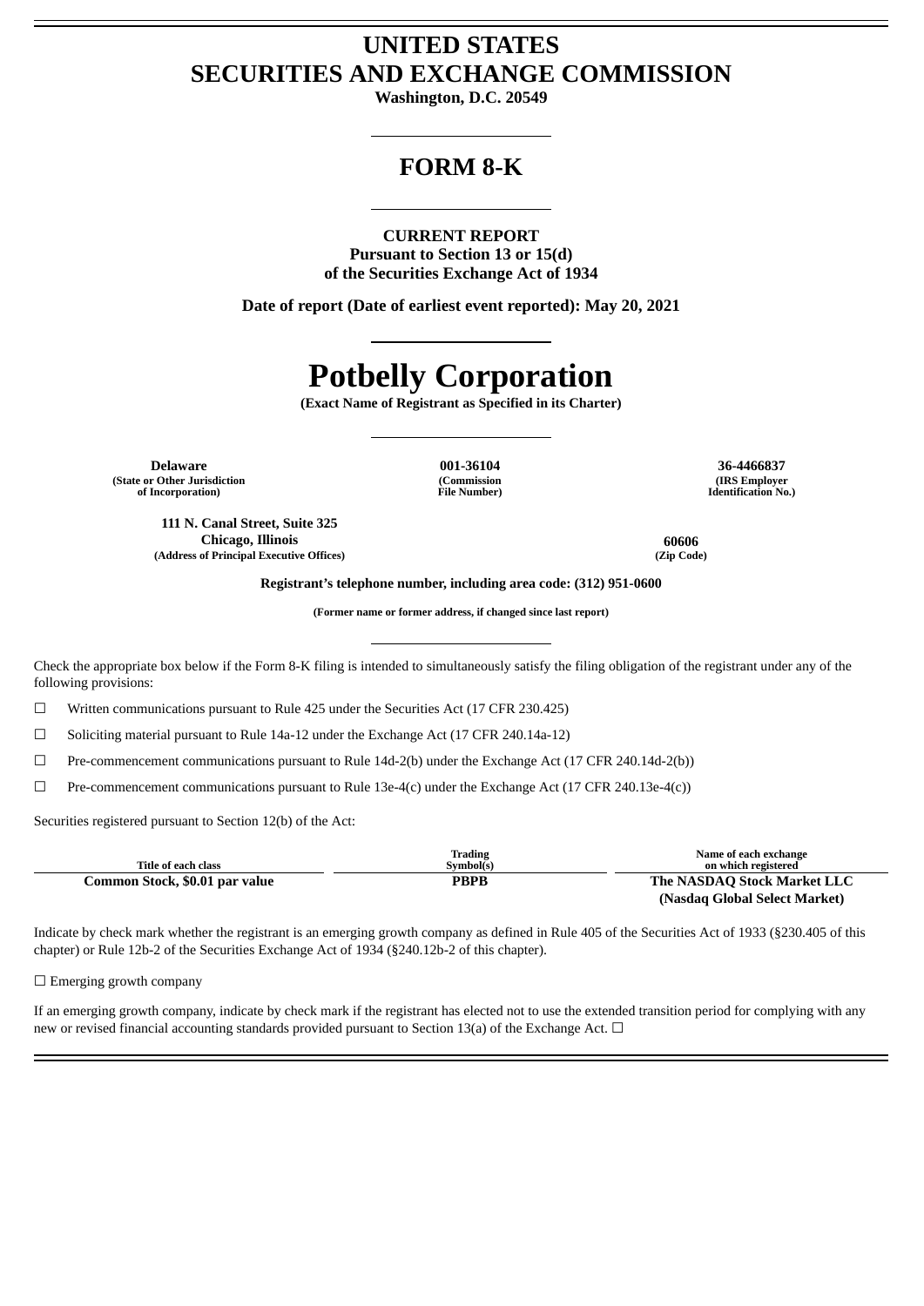# UNITED STATES
# SECURITIES AND EXCHANGE COMMISSION

**Washington, D.C. 20549**

## FORM 8-K

**CURRENT REPORT**
**Pursuant to Section 13 or 15(d)**
**of the Securities Exchange Act of 1934**

**Date of report (Date of earliest event reported): May 20, 2021**

# Potbelly Corporation

**(Exact Name of Registrant as Specified in its Charter)**

| | | |
|---|---|---|
| **Delaware** | **001-36104** | **36-4466837** |
| **(State or Other Jurisdiction of Incorporation)** | **(Commission File Number)** | **(IRS Employer Identification No.)** |

| | |
|---|---|
| **111 N. Canal Street, Suite 325** **Chicago, Illinois** | **60606** |
| **(Address of Principal Executive Offices)** | **(Zip Code)** |

**Registrant's telephone number, including area code: (312) 951-0600**

**(Former name or former address, if changed since last report)**

Check the appropriate box below if the Form 8-K filing is intended to simultaneously satisfy the filing obligation of the registrant under any of the following provisions:

☐ Written communications pursuant to Rule 425 under the Securities Act (17 CFR 230.425)

☐ Soliciting material pursuant to Rule 14a-12 under the Exchange Act (17 CFR 240.14a-12)

☐ Pre-commencement communications pursuant to Rule 14d-2(b) under the Exchange Act (17 CFR 240.14d-2(b))

☐ Pre-commencement communications pursuant to Rule 13e-4(c) under the Exchange Act (17 CFR 240.13e-4(c))

Securities registered pursuant to Section 12(b) of the Act:

| Title of each class | Trading Symbol(s) | Name of each exchange on which registered |
|---|---|---|
| **Common Stock, $0.01 par value** | **PBPB** | **The NASDAQ Stock Market LLC (Nasdaq Global Select Market)** |

Indicate by check mark whether the registrant is an emerging growth company as defined in Rule 405 of the Securities Act of 1933 (§230.405 of this chapter) or Rule 12b-2 of the Securities Exchange Act of 1934 (§240.12b-2 of this chapter).

☐ Emerging growth company

If an emerging growth company, indicate by check mark if the registrant has elected not to use the extended transition period for complying with any new or revised financial accounting standards provided pursuant to Section 13(a) of the Exchange Act. ☐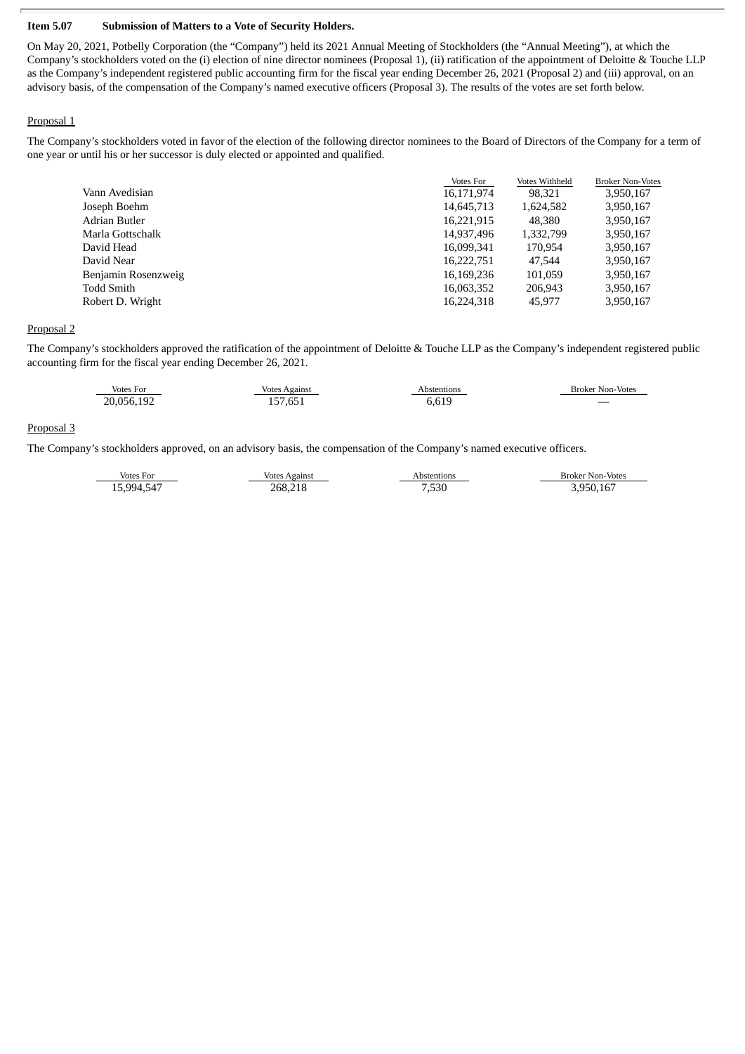**Item 5.07 Submission of Matters to a Vote of Security Holders.**

On May 20, 2021, Potbelly Corporation (the "Company") held its 2021 Annual Meeting of Stockholders (the "Annual Meeting"), at which the Company's stockholders voted on the (i) election of nine director nominees (Proposal 1), (ii) ratification of the appointment of Deloitte & Touche LLP as the Company's independent registered public accounting firm for the fiscal year ending December 26, 2021 (Proposal 2) and (iii) approval, on an advisory basis, of the compensation of the Company's named executive officers (Proposal 3). The results of the votes are set forth below.

Proposal 1

The Company's stockholders voted in favor of the election of the following director nominees to the Board of Directors of the Company for a term of one year or until his or her successor is duly elected or appointed and qualified.

| | Votes For | Votes Withheld | Broker Non-Votes |
|---|---|---|---|
| Vann Avedisian | 16,171,974 | 98,321 | 3,950,167 |
| Joseph Boehm | 14,645,713 | 1,624,582 | 3,950,167 |
| Adrian Butler | 16,221,915 | 48,380 | 3,950,167 |
| Marla Gottschalk | 14,937,496 | 1,332,799 | 3,950,167 |
| David Head | 16,099,341 | 170,954 | 3,950,167 |
| David Near | 16,222,751 | 47,544 | 3,950,167 |
| Benjamin Rosenzweig | 16,169,236 | 101,059 | 3,950,167 |
| Todd Smith | 16,063,352 | 206,943 | 3,950,167 |
| Robert D. Wright | 16,224,318 | 45,977 | 3,950,167 |

Proposal 2

The Company's stockholders approved the ratification of the appointment of Deloitte & Touche LLP as the Company's independent registered public accounting firm for the fiscal year ending December 26, 2021.

| Votes For | Votes Against | Abstentions | Broker Non-Votes |
|---|---|---|---|
| 20,056,192 | 157,651 | 6,619 | — |

Proposal 3

The Company's stockholders approved, on an advisory basis, the compensation of the Company's named executive officers.

| Votes For | Votes Against | Abstentions | Broker Non-Votes |
|---|---|---|---|
| 15,994,547 | 268,218 | 7,530 | 3,950,167 |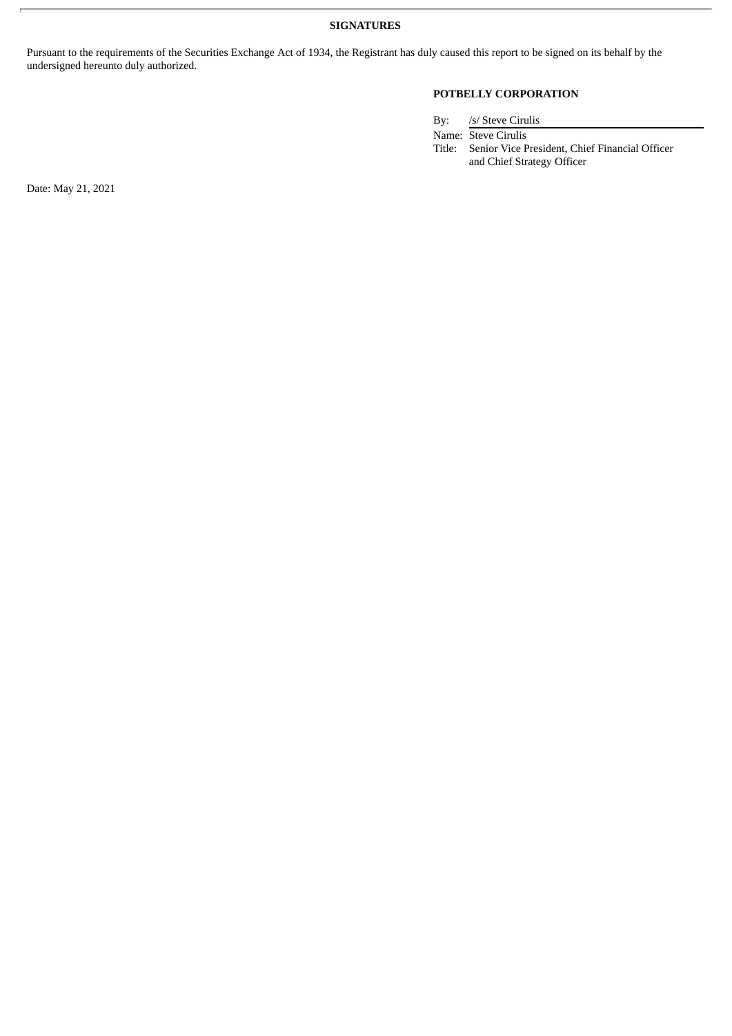**SIGNATURES**

Pursuant to the requirements of the Securities Exchange Act of 1934, the Registrant has duly caused this report to be signed on its behalf by the undersigned hereunto duly authorized.

**POTBELLY CORPORATION**

| | |
|---|---|
| By: | /s/ Steve Cirulis |
| Name: | Steve Cirulis |
| Title: | Senior Vice President, Chief Financial Officer and Chief Strategy Officer |

Date: May 21, 2021